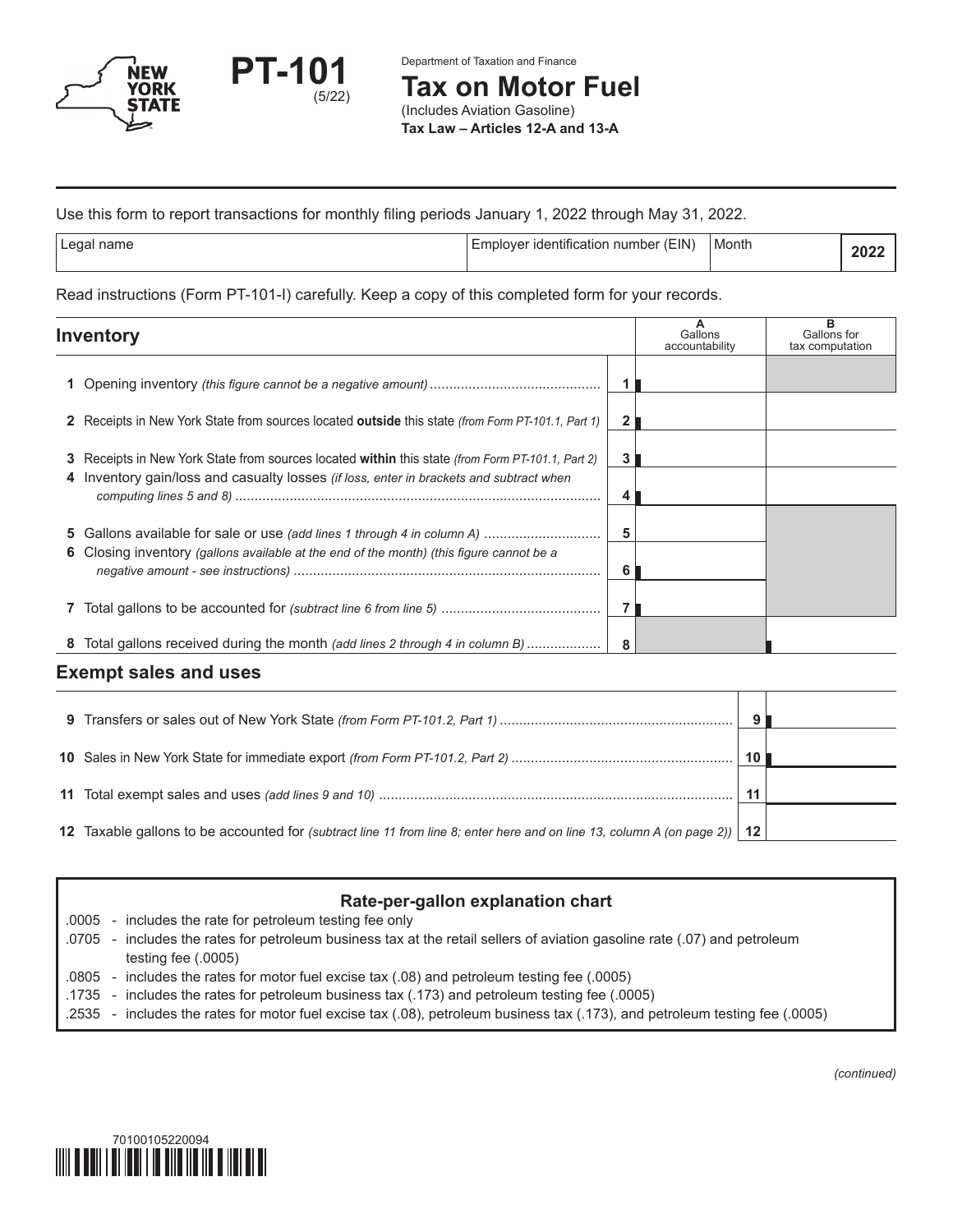# PT-101

(5/22)

Department of Taxation and Finance

## Tax on Motor Fuel

(Includes Aviation Gasoline)

**Tax Law – Articles 12-A and 13-A**

Use this form to report transactions for monthly filing periods January 1, 2022 through May 31, 2022.

| Legal name | Employer identification number (EIN) | Month | 2022 |
|---|---|---|---|
| | | | |

Read instructions (Form PT-101-I) carefully. Keep a copy of this completed form for your records.

| **Inventory** | | A Gallons accountability | B Gallons for tax computation |
|---|---|---|---|
| **1** Opening inventory *(this figure cannot be a negative amount)* | 1 | | |
| **2** Receipts in New York State from sources located **outside** this state *(from Form PT-101.1, Part 1)* | 2 | | |
| **3** Receipts in New York State from sources located **within** this state *(from Form PT-101.1, Part 2)* | 3 | | |
| **4** Inventory gain/loss and casualty losses *(if loss, enter in brackets and subtract when computing lines 5 and 8)* | 4 | | |
| **5** Gallons available for sale or use *(add lines 1 through 4 in column A)* | 5 | | |
| **6** Closing inventory *(gallons available at the end of the month) (this figure cannot be a negative amount - see instructions)* | 6 | | |
| **7** Total gallons to be accounted for *(subtract line 6 from line 5)* | 7 | | |
| **8** Total gallons received during the month *(add lines 2 through 4 in column B)* | 8 | | |

## Exempt sales and uses

| | | |
|---|---|---|
| **9** Transfers or sales out of New York State *(from Form PT-101.2, Part 1)* | 9 | |
| **10** Sales in New York State for immediate export *(from Form PT-101.2, Part 2)* | 10 | |
| **11** Total exempt sales and uses *(add lines 9 and 10)* | 11 | |
| **12** Taxable gallons to be accounted for *(subtract line 11 from line 8; enter here and on line 13, column A (on page 2))* | 12 | |

### Rate-per-gallon explanation chart

- .0005 - includes the rate for petroleum testing fee only
- .0705 - includes the rates for petroleum business tax at the retail sellers of aviation gasoline rate (.07) and petroleum testing fee (.0005)
- .0805 - includes the rates for motor fuel excise tax (.08) and petroleum testing fee (.0005)
- .1735 - includes the rates for petroleum business tax (.173) and petroleum testing fee (.0005)
- .2535 - includes the rates for motor fuel excise tax (.08), petroleum business tax (.173), and petroleum testing fee (.0005)

*(continued)*

70100105220094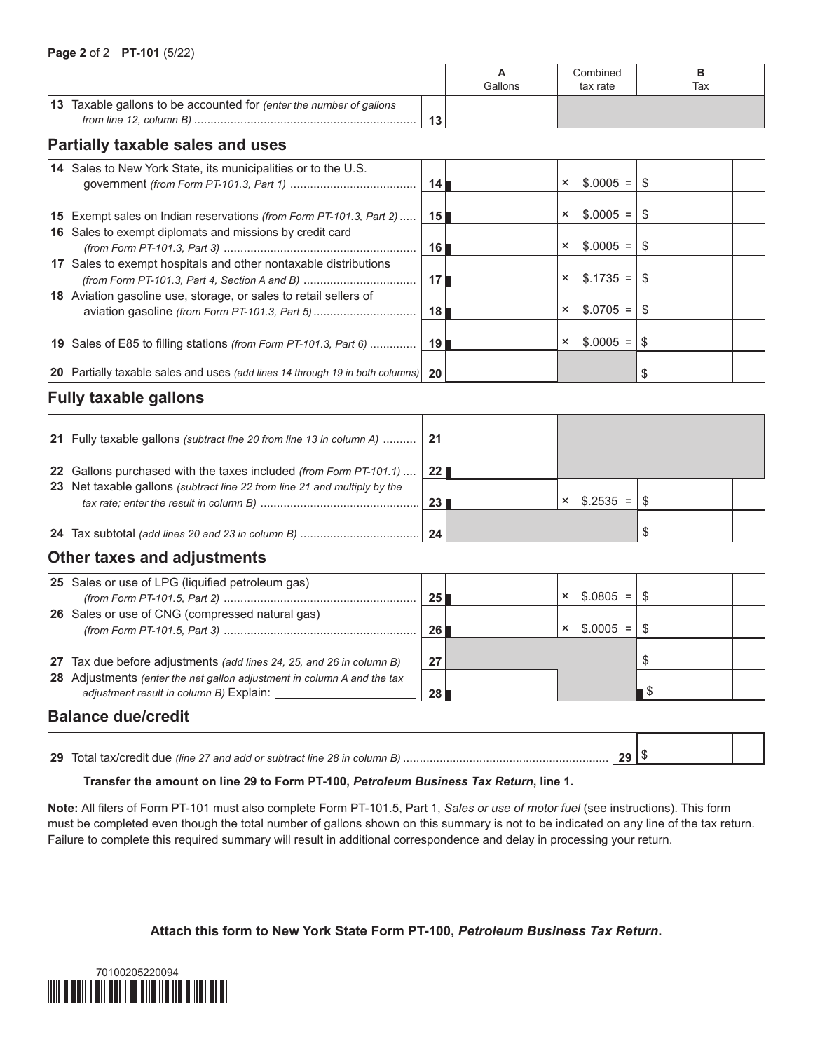| | | A Gallons | Combined tax rate | B Tax |
|---|---|---|---|---|
| 13 Taxable gallons to be accounted for *(enter the number of gallons from line 12, column B)* | 13 | | | |

## Partially taxable sales and uses

| | | A Gallons | Combined tax rate | B Tax |
|---|---|---|---|---|
| 14 Sales to New York State, its municipalities or to the U.S. government *(from Form PT-101.3, Part 1)* | 14 | | × $.0005 = | $ |
| 15 Exempt sales on Indian reservations *(from Form PT-101.3, Part 2)* | 15 | | × $.0005 = | $ |
| 16 Sales to exempt diplomats and missions by credit card *(from Form PT-101.3, Part 3)* | 16 | | × $.0005 = | $ |
| 17 Sales to exempt hospitals and other nontaxable distributions *(from Form PT-101.3, Part 4, Section A and B)* | 17 | | × $.1735 = | $ |
| 18 Aviation gasoline use, storage, or sales to retail sellers of aviation gasoline *(from Form PT-101.3, Part 5)* | 18 | | × $.0705 = | $ |
| 19 Sales of E85 to filling stations *(from Form PT-101.3, Part 6)* | 19 | | × $.0005 = | $ |
| 20 Partially taxable sales and uses *(add lines 14 through 19 in both columns)* | 20 | | | $ |

## Fully taxable gallons

| | | A Gallons | Combined tax rate | B Tax |
|---|---|---|---|---|
| 21 Fully taxable gallons *(subtract line 20 from line 13 in column A)* | 21 | | | |
| 22 Gallons purchased with the taxes included *(from Form PT-101.1)* | 22 | | | |
| 23 Net taxable gallons *(subtract line 22 from line 21 and multiply by the tax rate; enter the result in column B)* | 23 | | × $.2535 = | $ |
| 24 Tax subtotal *(add lines 20 and 23 in column B)* | 24 | | | $ |

## Other taxes and adjustments

| | | A Gallons | Combined tax rate | B Tax |
|---|---|---|---|---|
| 25 Sales or use of LPG (liquified petroleum gas) *(from Form PT-101.5, Part 2)* | 25 | | × $.0805 = | $ |
| 26 Sales or use of CNG (compressed natural gas) *(from Form PT-101.5, Part 3)* | 26 | | × $.0005 = | $ |
| 27 Tax due before adjustments *(add lines 24, 25, and 26 in column B)* | 27 | | | $ |
| 28 Adjustments *(enter the net gallon adjustment in column A and the tax adjustment result in column B)* Explain: ____________ | 28 | | | $ |

## Balance due/credit

| | | |
|---|---|---|
| 29 Total tax/credit due *(line 27 and add or subtract line 28 in column B)* | 29 | $ |

**Transfer the amount on line 29 to Form PT-100, *Petroleum Business Tax Return*, line 1.**

**Note:** All filers of Form PT-101 must also complete Form PT-101.5, Part 1, *Sales or use of motor fuel* (see instructions). This form must be completed even though the total number of gallons shown on this summary is not to be indicated on any line of the tax return. Failure to complete this required summary will result in additional correspondence and delay in processing your return.

**Attach this form to New York State Form PT-100, *Petroleum Business Tax Return*.**

70100205220094